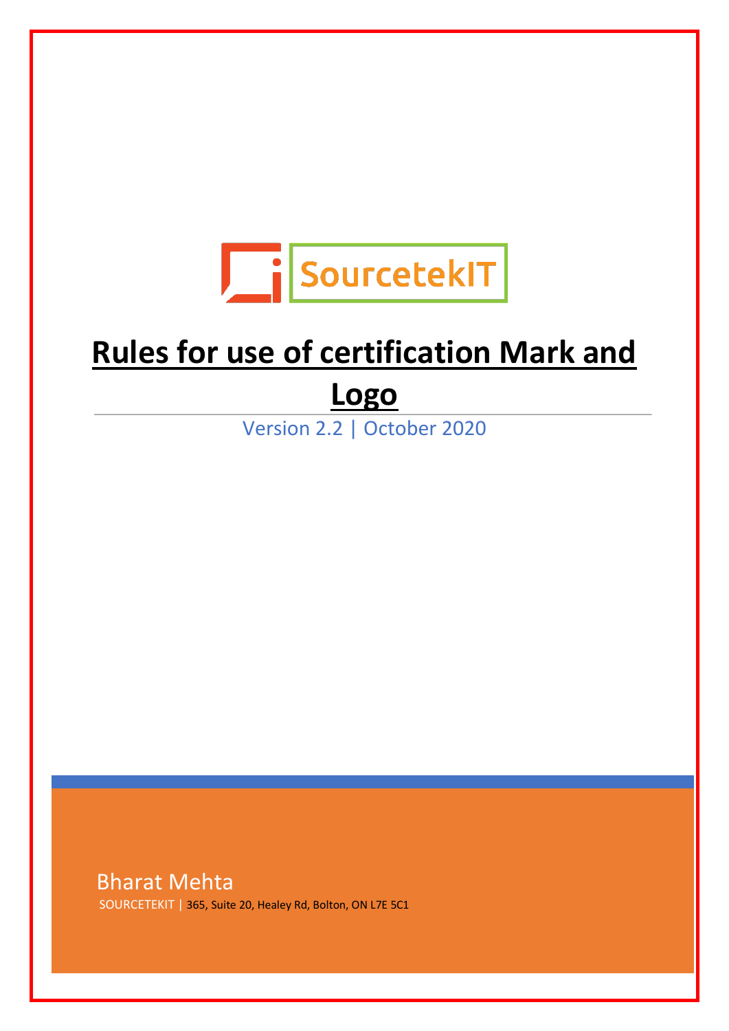SourcetekIT

# Rules for use of certification Mark and Logo

Version 2.2 | October 2020

Bharat Mehta

SOURCETEKIT | 365, Suite 20, Healey Rd, Bolton, ON L7E 5C1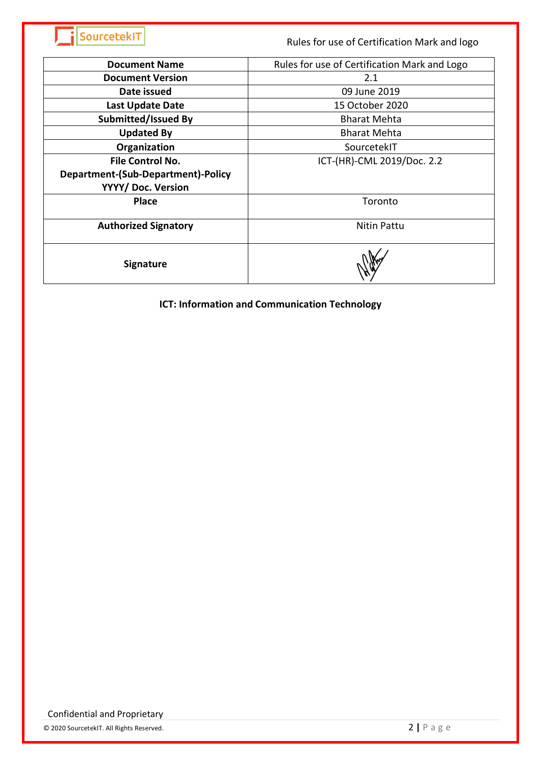| Document Name | Rules for use of Certification Mark and Logo |
|---|---|
| Document Version | 2.1 |
| Date issued | 09 June 2019 |
| Last Update Date | 15 October 2020 |
| Submitted/Issued By | Bharat Mehta |
| Updated By | Bharat Mehta |
| Organization | SourcetekIT |
| File Control No. Department-(Sub-Department)-Policy YYYY/ Doc. Version | ICT-(HR)-CML 2019/Doc. 2.2 |
| Place | Toronto |
| Authorized Signatory | Nitin Pattu |
| Signature | |

**ICT: Information and Communication Technology**

Confidential and Proprietary

© 2020 SourcetekIT. All Rights Reserved.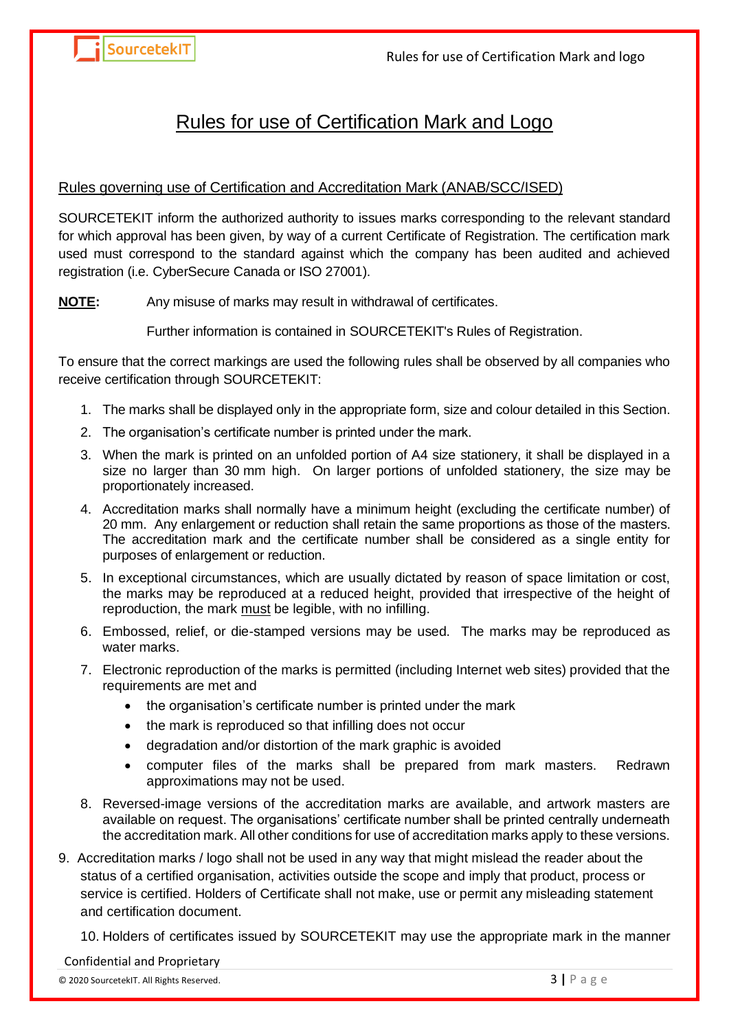# Rules for use of Certification Mark and Logo

## Rules governing use of Certification and Accreditation Mark (ANAB/SCC/ISED)

SOURCETEKIT inform the authorized authority to issues marks corresponding to the relevant standard for which approval has been given, by way of a current Certificate of Registration. The certification mark used must correspond to the standard against which the company has been audited and achieved registration (i.e. CyberSecure Canada or ISO 27001).

**NOTE:** Any misuse of marks may result in withdrawal of certificates.

Further information is contained in SOURCETEKIT's Rules of Registration.

To ensure that the correct markings are used the following rules shall be observed by all companies who receive certification through SOURCETEKIT:

1. The marks shall be displayed only in the appropriate form, size and colour detailed in this Section.
2. The organisation's certificate number is printed under the mark.
3. When the mark is printed on an unfolded portion of A4 size stationery, it shall be displayed in a size no larger than 30 mm high. On larger portions of unfolded stationery, the size may be proportionately increased.
4. Accreditation marks shall normally have a minimum height (excluding the certificate number) of 20 mm. Any enlargement or reduction shall retain the same proportions as those of the masters. The accreditation mark and the certificate number shall be considered as a single entity for purposes of enlargement or reduction.
5. In exceptional circumstances, which are usually dictated by reason of space limitation or cost, the marks may be reproduced at a reduced height, provided that irrespective of the height of reproduction, the mark must be legible, with no infilling.
6. Embossed, relief, or die-stamped versions may be used. The marks may be reproduced as water marks.
7. Electronic reproduction of the marks is permitted (including Internet web sites) provided that the requirements are met and
   - the organisation's certificate number is printed under the mark
   - the mark is reproduced so that infilling does not occur
   - degradation and/or distortion of the mark graphic is avoided
   - computer files of the marks shall be prepared from mark masters. Redrawn approximations may not be used.
8. Reversed-image versions of the accreditation marks are available, and artwork masters are available on request. The organisations' certificate number shall be printed centrally underneath the accreditation mark. All other conditions for use of accreditation marks apply to these versions.
9. Accreditation marks / logo shall not be used in any way that might mislead the reader about the status of a certified organisation, activities outside the scope and imply that product, process or service is certified. Holders of Certificate shall not make, use or permit any misleading statement and certification document.
10. Holders of certificates issued by SOURCETEKIT may use the appropriate mark in the manner

Confidential and Proprietary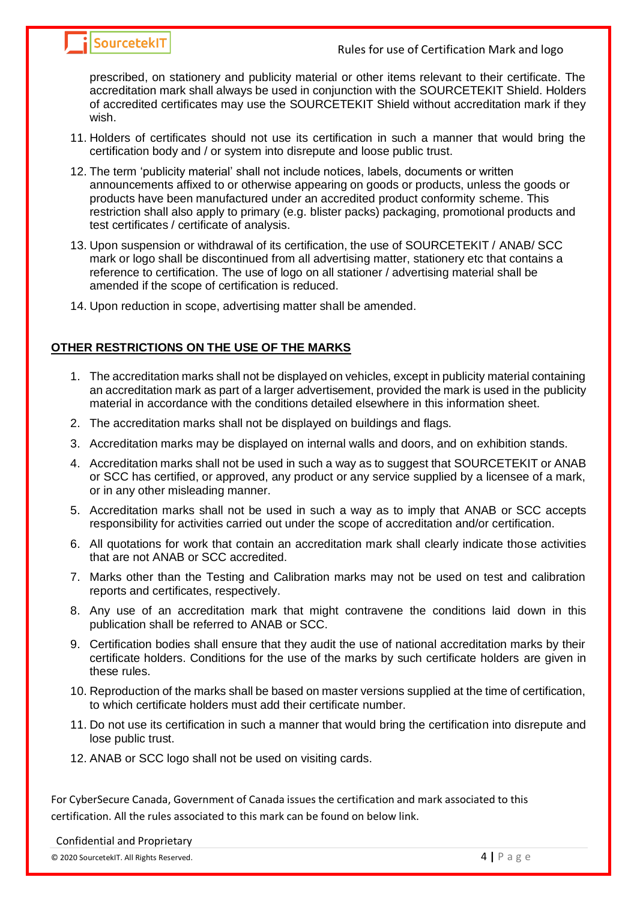prescribed, on stationery and publicity material or other items relevant to their certificate. The accreditation mark shall always be used in conjunction with the SOURCETEKIT Shield. Holders of accredited certificates may use the SOURCETEKIT Shield without accreditation mark if they wish.

11. Holders of certificates should not use its certification in such a manner that would bring the certification body and / or system into disrepute and loose public trust.
12. The term 'publicity material' shall not include notices, labels, documents or written announcements affixed to or otherwise appearing on goods or products, unless the goods or products have been manufactured under an accredited product conformity scheme. This restriction shall also apply to primary (e.g. blister packs) packaging, promotional products and test certificates / certificate of analysis.
13. Upon suspension or withdrawal of its certification, the use of SOURCETEKIT / ANAB/ SCC mark or logo shall be discontinued from all advertising matter, stationery etc that contains a reference to certification. The use of logo on all stationer / advertising material shall be amended if the scope of certification is reduced.
14. Upon reduction in scope, advertising matter shall be amended.

## OTHER RESTRICTIONS ON THE USE OF THE MARKS

1. The accreditation marks shall not be displayed on vehicles, except in publicity material containing an accreditation mark as part of a larger advertisement, provided the mark is used in the publicity material in accordance with the conditions detailed elsewhere in this information sheet.
2. The accreditation marks shall not be displayed on buildings and flags.
3. Accreditation marks may be displayed on internal walls and doors, and on exhibition stands.
4. Accreditation marks shall not be used in such a way as to suggest that SOURCETEKIT or ANAB or SCC has certified, or approved, any product or any service supplied by a licensee of a mark, or in any other misleading manner.
5. Accreditation marks shall not be used in such a way as to imply that ANAB or SCC accepts responsibility for activities carried out under the scope of accreditation and/or certification.
6. All quotations for work that contain an accreditation mark shall clearly indicate those activities that are not ANAB or SCC accredited.
7. Marks other than the Testing and Calibration marks may not be used on test and calibration reports and certificates, respectively.
8. Any use of an accreditation mark that might contravene the conditions laid down in this publication shall be referred to ANAB or SCC.
9. Certification bodies shall ensure that they audit the use of national accreditation marks by their certificate holders. Conditions for the use of the marks by such certificate holders are given in these rules.
10. Reproduction of the marks shall be based on master versions supplied at the time of certification, to which certificate holders must add their certificate number.
11. Do not use its certification in such a manner that would bring the certification into disrepute and lose public trust.
12. ANAB or SCC logo shall not be used on visiting cards.

For CyberSecure Canada, Government of Canada issues the certification and mark associated to this certification. All the rules associated to this mark can be found on below link.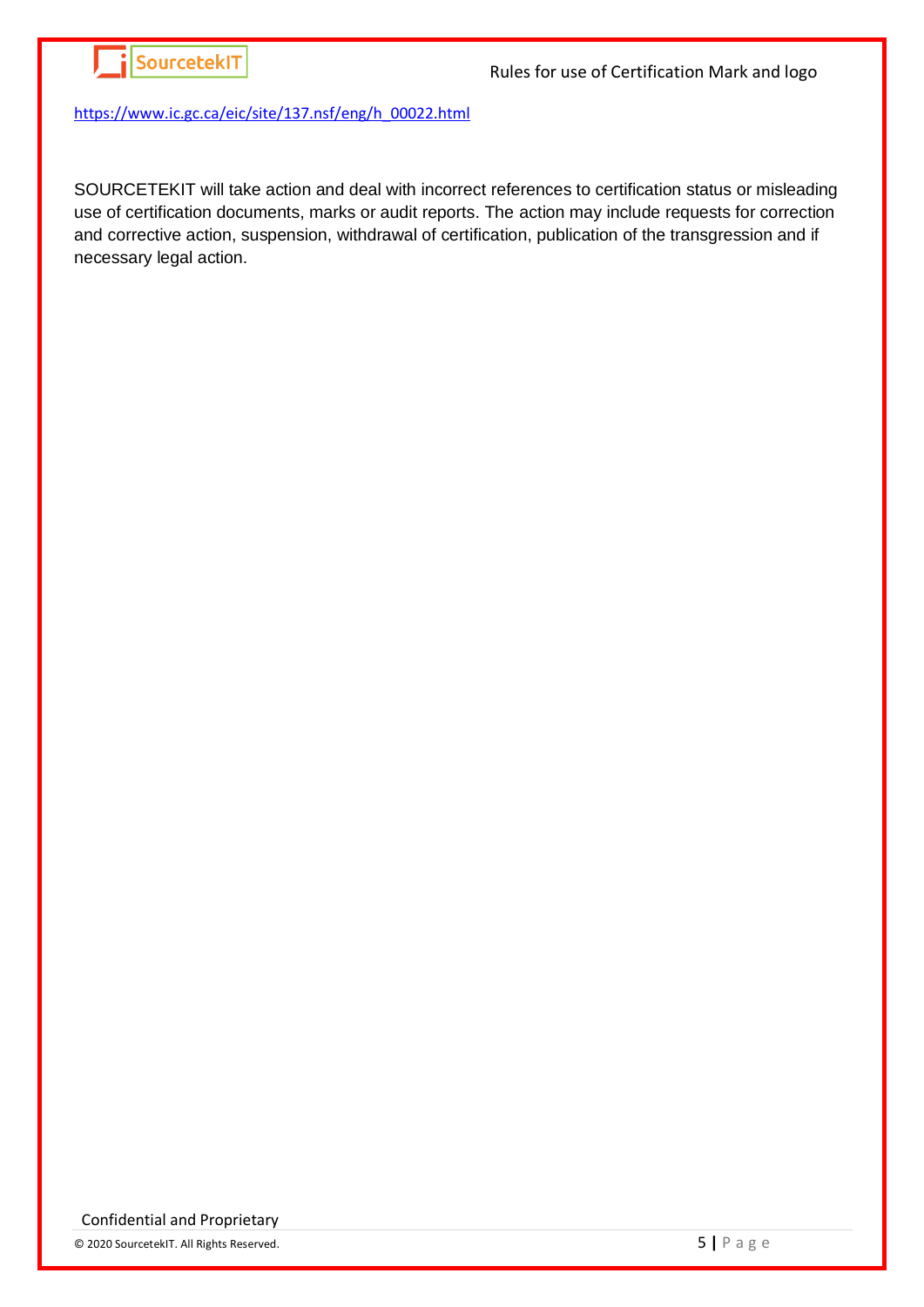https://www.ic.gc.ca/eic/site/137.nsf/eng/h_00022.html

SOURCETEKIT will take action and deal with incorrect references to certification status or misleading use of certification documents, marks or audit reports. The action may include requests for correction and corrective action, suspension, withdrawal of certification, publication of the transgression and if necessary legal action.